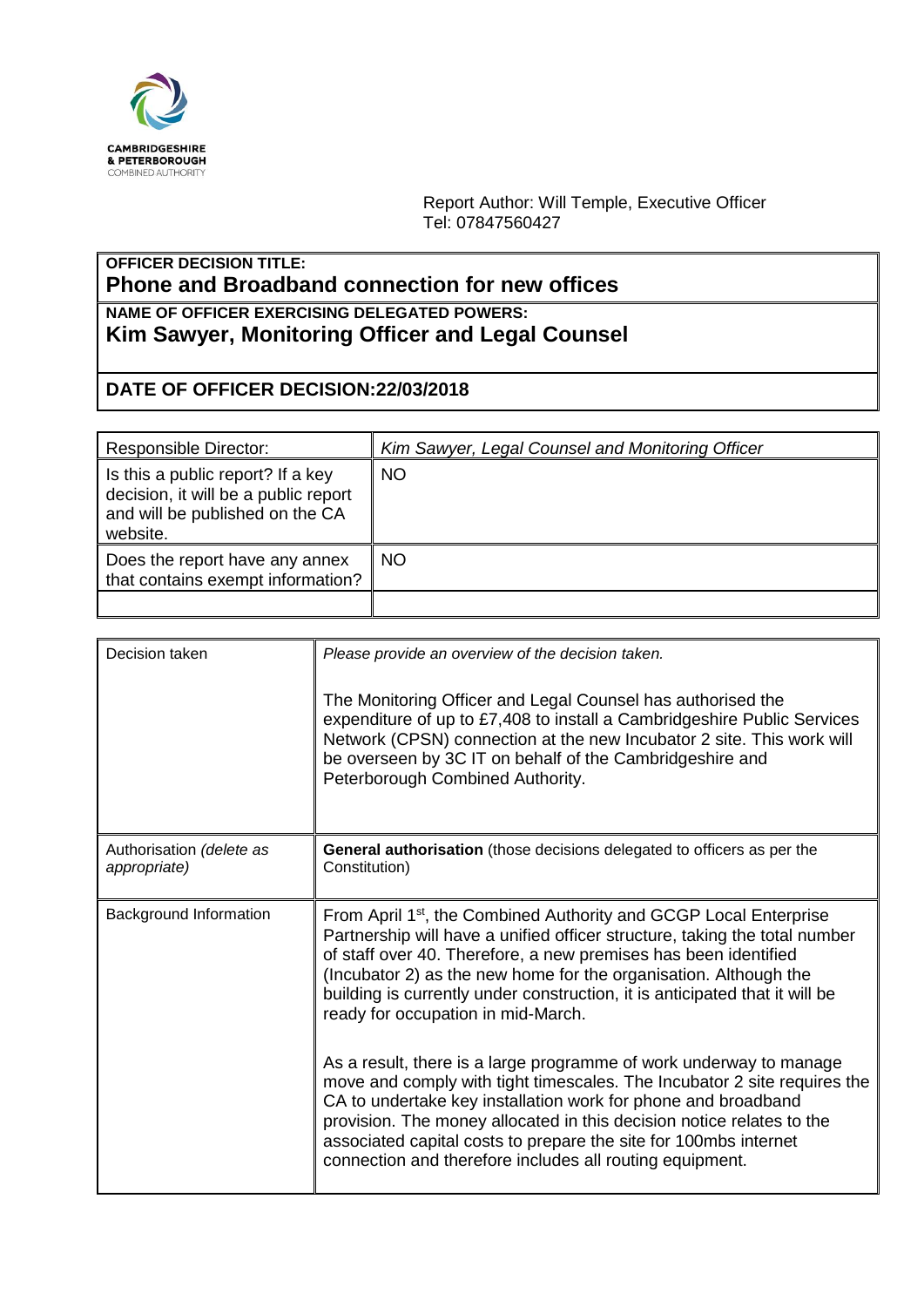CAMBRIDGESHIRE
& PETERBOROUGH
COMBINED AUTHORITY

Report Author: Will Temple, Executive Officer
Tel: 07847560427

| |
|---|
| **OFFICER DECISION TITLE:**<br>**Phone and Broadband connection for new offices** |
| **NAME OF OFFICER EXERCISING DELEGATED POWERS:**<br>**Kim Sawyer, Monitoring Officer and Legal Counsel** |
| **DATE OF OFFICER DECISION:22/03/2018** |

| | |
|---|---|
| Responsible Director: | *Kim Sawyer, Legal Counsel and Monitoring Officer* |
| Is this a public report? If a key decision, it will be a public report and will be published on the CA website. | NO |
| Does the report have any annex that contains exempt information? | NO |
| | |

| | |
|---|---|
| Decision taken | *Please provide an overview of the decision taken.*<br><br>The Monitoring Officer and Legal Counsel has authorised the expenditure of up to £7,408 to install a Cambridgeshire Public Services Network (CPSN) connection at the new Incubator 2 site. This work will be overseen by 3C IT on behalf of the Cambridgeshire and Peterborough Combined Authority. |
| Authorisation *(delete as appropriate)* | **General authorisation** (those decisions delegated to officers as per the Constitution) |
| Background Information | From April 1st, the Combined Authority and GCGP Local Enterprise Partnership will have a unified officer structure, taking the total number of staff over 40. Therefore, a new premises has been identified (Incubator 2) as the new home for the organisation. Although the building is currently under construction, it is anticipated that it will be ready for occupation in mid-March.<br><br>As a result, there is a large programme of work underway to manage move and comply with tight timescales. The Incubator 2 site requires the CA to undertake key installation work for phone and broadband provision. The money allocated in this decision notice relates to the associated capital costs to prepare the site for 100mbs internet connection and therefore includes all routing equipment. |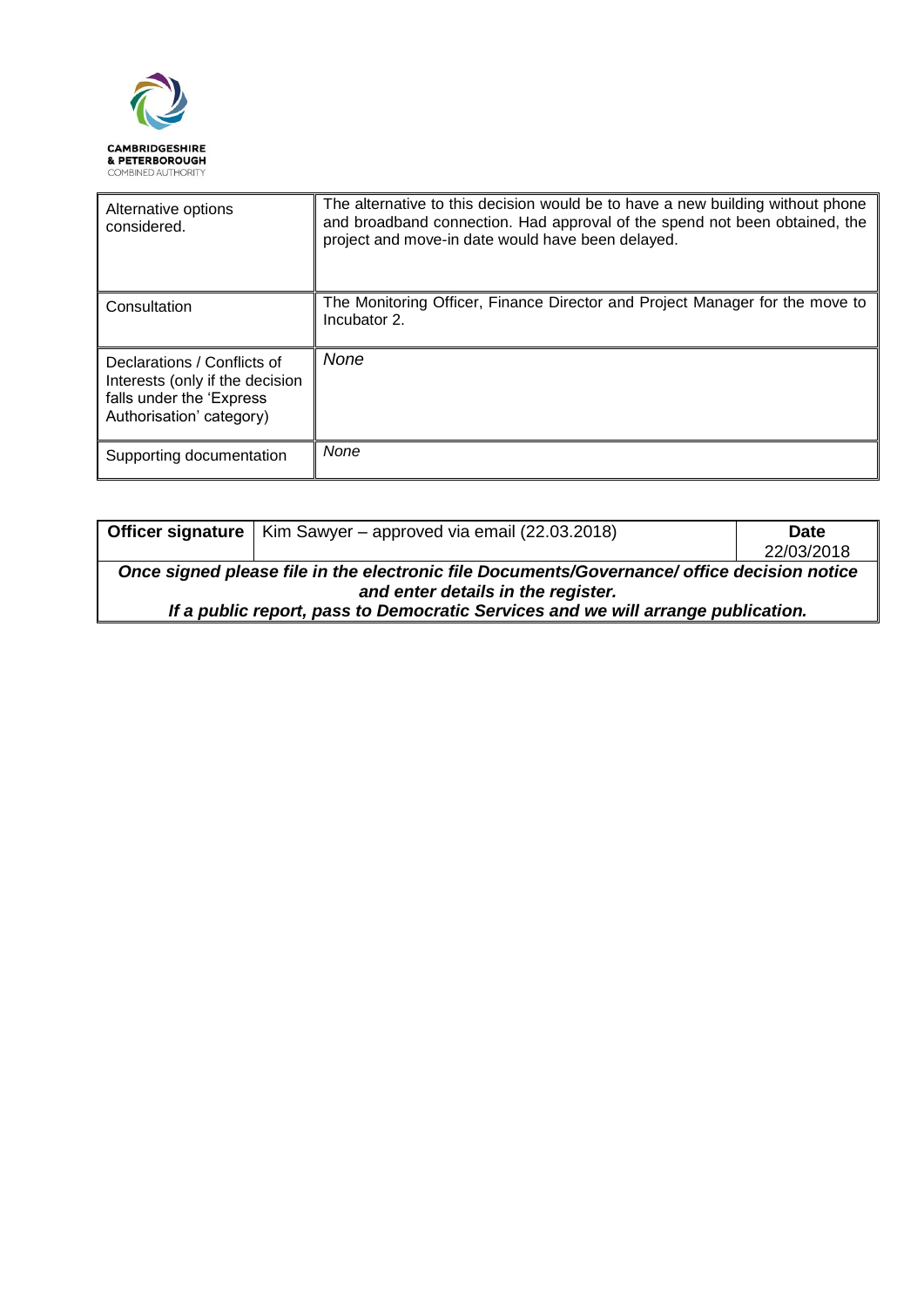| | |
|---|---|
| Alternative options considered. | The alternative to this decision would be to have a new building without phone and broadband connection. Had approval of the spend not been obtained, the project and move-in date would have been delayed. |
| Consultation | The Monitoring Officer, Finance Director and Project Manager for the move to Incubator 2. |
| Declarations / Conflicts of Interests (only if the decision falls under the 'Express Authorisation' category) | *None* |
| Supporting documentation | *None* |

| | | |
|---|---|---|
| **Officer signature** | Kim Sawyer – approved via email (22.03.2018) | **Date** 22/03/2018 |
| ***Once signed please file in the electronic file Documents/Governance/ office decision notice and enter details in the register. If a public report, pass to Democratic Services and we will arrange publication.*** | | |